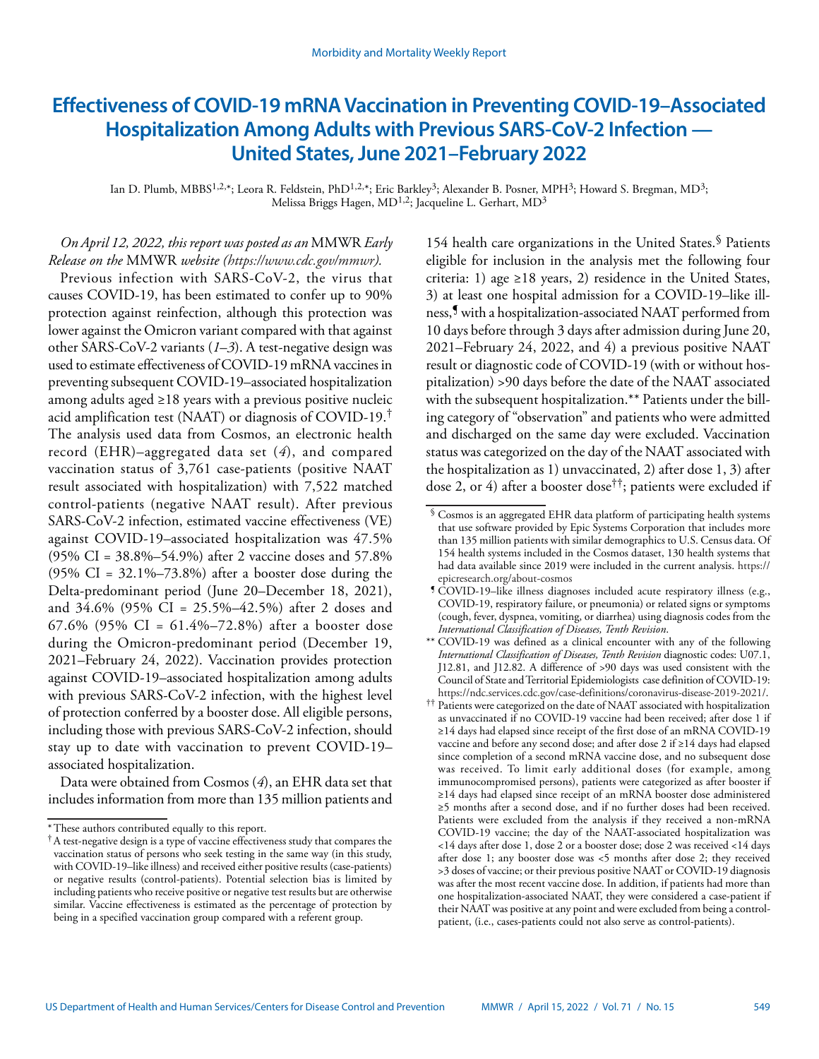# Effectiveness of COVID-19 mRNA Vaccination in Preventing COVID-19–Associated Hospitalization Among Adults with Previous SARS-CoV-2 Infection — United States, June 2021–February 2022

Ian D. Plumb, MBBS[1,2,*]; Leora R. Feldstein, PhD[1,2,*]; Eric Barkley[3]; Alexander B. Posner, MPH[3]; Howard S. Bregman, MD[3]; Melissa Briggs Hagen, MD[1,2]; Jacqueline L. Gerhart, MD[3]

*On April 12, 2022, this report was posted as an* MMWR *Early Release on the* MMWR *website (https://www.cdc.gov/mmwr).*

Previous infection with SARS-CoV-2, the virus that causes COVID-19, has been estimated to confer up to 90% protection against reinfection, although this protection was lower against the Omicron variant compared with that against other SARS-CoV-2 variants (*1*–*3*). A test-negative design was used to estimate effectiveness of COVID-19 mRNA vaccines in preventing subsequent COVID-19–associated hospitalization among adults aged ≥18 years with a previous positive nucleic acid amplification test (NAAT) or diagnosis of COVID-19.[†] The analysis used data from Cosmos, an electronic health record (EHR)–aggregated data set (*4*), and compared vaccination status of 3,761 case-patients (positive NAAT result associated with hospitalization) with 7,522 matched control-patients (negative NAAT result). After previous SARS-CoV-2 infection, estimated vaccine effectiveness (VE) against COVID-19–associated hospitalization was 47.5% (95% CI = 38.8%–54.9%) after 2 vaccine doses and 57.8% (95% CI = 32.1%–73.8%) after a booster dose during the Delta-predominant period (June 20–December 18, 2021), and 34.6% (95% CI = 25.5%–42.5%) after 2 doses and 67.6% (95% CI = 61.4%–72.8%) after a booster dose during the Omicron-predominant period (December 19, 2021–February 24, 2022). Vaccination provides protection against COVID-19–associated hospitalization among adults with previous SARS-CoV-2 infection, with the highest level of protection conferred by a booster dose. All eligible persons, including those with previous SARS-CoV-2 infection, should stay up to date with vaccination to prevent COVID-19–associated hospitalization.

Data were obtained from Cosmos (*4*), an EHR data set that includes information from more than 135 million patients and 154 health care organizations in the United States.[§] Patients eligible for inclusion in the analysis met the following four criteria: 1) age ≥18 years, 2) residence in the United States, 3) at least one hospital admission for a COVID-19–like illness,[¶] with a hospitalization-associated NAAT performed from 10 days before through 3 days after admission during June 20, 2021–February 24, 2022, and 4) a previous positive NAAT result or diagnostic code of COVID-19 (with or without hospitalization) >90 days before the date of the NAAT associated with the subsequent hospitalization.[**] Patients under the billing category of "observation" and patients who were admitted and discharged on the same day were excluded. Vaccination status was categorized on the day of the NAAT associated with the hospitalization as 1) unvaccinated, 2) after dose 1, 3) after dose 2, or 4) after a booster dose[††]; patients were excluded if

---

\* These authors contributed equally to this report.

† A test-negative design is a type of vaccine effectiveness study that compares the vaccination status of persons who seek testing in the same way (in this study, with COVID-19–like illness) and received either positive results (case-patients) or negative results (control-patients). Potential selection bias is limited by including patients who receive positive or negative test results but are otherwise similar. Vaccine effectiveness is estimated as the percentage of protection by being in a specified vaccination group compared with a referent group.

§ Cosmos is an aggregated EHR data platform of participating health systems that use software provided by Epic Systems Corporation that includes more than 135 million patients with similar demographics to U.S. Census data. Of 154 health systems included in the Cosmos dataset, 130 health systems that had data available since 2019 were included in the current analysis. https://epicresearch.org/about-cosmos

¶ COVID-19–like illness diagnoses included acute respiratory illness (e.g., COVID-19, respiratory failure, or pneumonia) or related signs or symptoms (cough, fever, dyspnea, vomiting, or diarrhea) using diagnosis codes from the *International Classification of Diseases, Tenth Revision*.

** COVID-19 was defined as a clinical encounter with any of the following *International Classification of Diseases, Tenth Revision* diagnostic codes: U07.1, J12.81, and J12.82. A difference of >90 days was used consistent with the Council of State and Territorial Epidemiologists case definition of COVID-19: https://ndc.services.cdc.gov/case-definitions/coronavirus-disease-2019-2021/.

†† Patients were categorized on the date of NAAT associated with hospitalization as unvaccinated if no COVID-19 vaccine had been received; after dose 1 if ≥14 days had elapsed since receipt of the first dose of an mRNA COVID-19 vaccine and before any second dose; and after dose 2 if ≥14 days had elapsed since completion of a second mRNA vaccine dose, and no subsequent dose was received. To limit early additional doses (for example, among immunocompromised persons), patients were categorized as after booster if ≥14 days had elapsed since receipt of an mRNA booster dose administered ≥5 months after a second dose, and if no further doses had been received. Patients were excluded from the analysis if they received a non-mRNA COVID-19 vaccine; the day of the NAAT-associated hospitalization was <14 days after dose 1, dose 2 or a booster dose; dose 2 was received <14 days after dose 1; any booster dose was <5 months after dose 2; they received >3 doses of vaccine; or their previous positive NAAT or COVID-19 diagnosis was after the most recent vaccine dose. In addition, if patients had more than one hospitalization-associated NAAT, they were considered a case-patient if their NAAT was positive at any point and were excluded from being a control-patient, (i.e., cases-patients could not also serve as control-patients).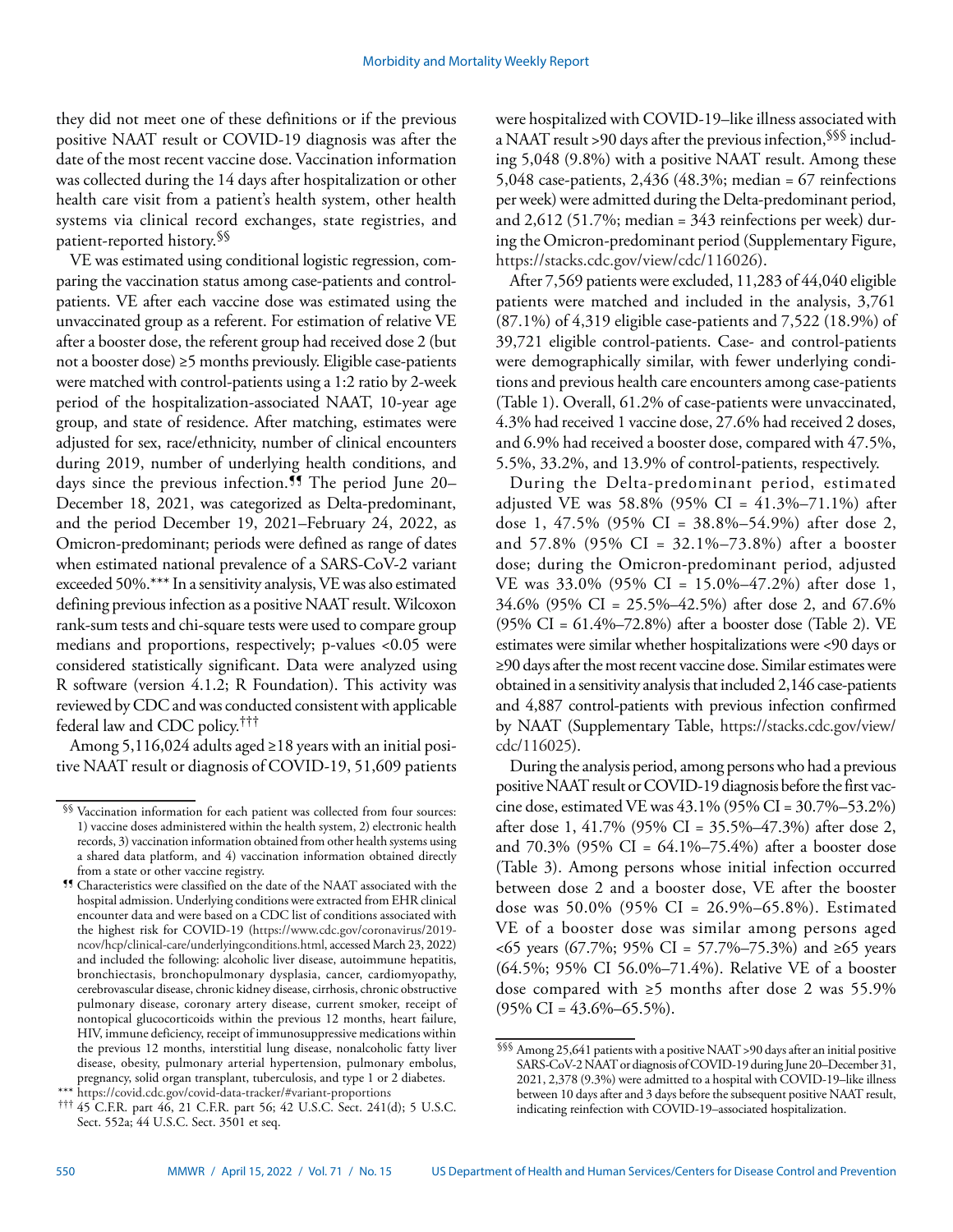they did not meet one of these definitions or if the previous positive NAAT result or COVID-19 diagnosis was after the date of the most recent vaccine dose. Vaccination information was collected during the 14 days after hospitalization or other health care visit from a patient's health system, other health systems via clinical record exchanges, state registries, and patient-reported history.[§§]

VE was estimated using conditional logistic regression, comparing the vaccination status among case-patients and control-patients. VE after each vaccine dose was estimated using the unvaccinated group as a referent. For estimation of relative VE after a booster dose, the referent group had received dose 2 (but not a booster dose) ≥5 months previously. Eligible case-patients were matched with control-patients using a 1:2 ratio by 2-week period of the hospitalization-associated NAAT, 10-year age group, and state of residence. After matching, estimates were adjusted for sex, race/ethnicity, number of clinical encounters during 2019, number of underlying health conditions, and days since the previous infection.[¶¶] The period June 20–December 18, 2021, was categorized as Delta-predominant, and the period December 19, 2021–February 24, 2022, as Omicron-predominant; periods were defined as range of dates when estimated national prevalence of a SARS-CoV-2 variant exceeded 50%.[***] In a sensitivity analysis, VE was also estimated defining previous infection as a positive NAAT result. Wilcoxon rank-sum tests and chi-square tests were used to compare group medians and proportions, respectively; p-values <0.05 were considered statistically significant. Data were analyzed using R software (version 4.1.2; R Foundation). This activity was reviewed by CDC and was conducted consistent with applicable federal law and CDC policy.[†††]

Among 5,116,024 adults aged ≥18 years with an initial positive NAAT result or diagnosis of COVID-19, 51,609 patients were hospitalized with COVID-19–like illness associated with a NAAT result >90 days after the previous infection,[§§§] including 5,048 (9.8%) with a positive NAAT result. Among these 5,048 case-patients, 2,436 (48.3%; median = 67 reinfections per week) were admitted during the Delta-predominant period, and 2,612 (51.7%; median = 343 reinfections per week) during the Omicron-predominant period (Supplementary Figure, https://stacks.cdc.gov/view/cdc/116026).

After 7,569 patients were excluded, 11,283 of 44,040 eligible patients were matched and included in the analysis, 3,761 (87.1%) of 4,319 eligible case-patients and 7,522 (18.9%) of 39,721 eligible control-patients. Case- and control-patients were demographically similar, with fewer underlying conditions and previous health care encounters among case-patients (Table 1). Overall, 61.2% of case-patients were unvaccinated, 4.3% had received 1 vaccine dose, 27.6% had received 2 doses, and 6.9% had received a booster dose, compared with 47.5%, 5.5%, 33.2%, and 13.9% of control-patients, respectively.

During the Delta-predominant period, estimated adjusted VE was 58.8% (95% CI = 41.3%–71.1%) after dose 1, 47.5% (95% CI = 38.8%–54.9%) after dose 2, and 57.8% (95% CI = 32.1%–73.8%) after a booster dose; during the Omicron-predominant period, adjusted VE was 33.0% (95% CI = 15.0%–47.2%) after dose 1, 34.6% (95% CI = 25.5%–42.5%) after dose 2, and 67.6% (95% CI = 61.4%–72.8%) after a booster dose (Table 2). VE estimates were similar whether hospitalizations were <90 days or ≥90 days after the most recent vaccine dose. Similar estimates were obtained in a sensitivity analysis that included 2,146 case-patients and 4,887 control-patients with previous infection confirmed by NAAT (Supplementary Table, https://stacks.cdc.gov/view/cdc/116025).

During the analysis period, among persons who had a previous positive NAAT result or COVID-19 diagnosis before the first vaccine dose, estimated VE was 43.1% (95% CI = 30.7%–53.2%) after dose 1, 41.7% (95% CI = 35.5%–47.3%) after dose 2, and 70.3% (95% CI = 64.1%–75.4%) after a booster dose (Table 3). Among persons whose initial infection occurred between dose 2 and a booster dose, VE after the booster dose was 50.0% (95% CI = 26.9%–65.8%). Estimated VE of a booster dose was similar among persons aged <65 years (67.7%; 95% CI = 57.7%–75.3%) and ≥65 years (64.5%; 95% CI 56.0%–71.4%). Relative VE of a booster dose compared with ≥5 months after dose 2 was 55.9% (95% CI = 43.6%–65.5%).

[§§] Vaccination information for each patient was collected from four sources: 1) vaccine doses administered within the health system, 2) electronic health records, 3) vaccination information obtained from other health systems using a shared data platform, and 4) vaccination information obtained directly from a state or other vaccine registry.

[¶¶] Characteristics were classified on the date of the NAAT associated with the hospital admission. Underlying conditions were extracted from EHR clinical encounter data and were based on a CDC list of conditions associated with the highest risk for COVID-19 (https://www.cdc.gov/coronavirus/2019-ncov/hcp/clinical-care/underlyingconditions.html, accessed March 23, 2022) and included the following: alcoholic liver disease, autoimmune hepatitis, bronchiectasis, bronchopulmonary dysplasia, cancer, cardiomyopathy, cerebrovascular disease, chronic kidney disease, cirrhosis, chronic obstructive pulmonary disease, coronary artery disease, current smoker, receipt of nontopical glucocorticoids within the previous 12 months, heart failure, HIV, immune deficiency, receipt of immunosuppressive medications within the previous 12 months, interstitial lung disease, nonalcoholic fatty liver disease, obesity, pulmonary arterial hypertension, pulmonary embolus, pregnancy, solid organ transplant, tuberculosis, and type 1 or 2 diabetes.

[***] https://covid.cdc.gov/covid-data-tracker/#variant-proportions

[†††] 45 C.F.R. part 46, 21 C.F.R. part 56; 42 U.S.C. Sect. 241(d); 5 U.S.C. Sect. 552a; 44 U.S.C. Sect. 3501 et seq.

[§§§] Among 25,641 patients with a positive NAAT >90 days after an initial positive SARS-CoV-2 NAAT or diagnosis of COVID-19 during June 20–December 31, 2021, 2,378 (9.3%) were admitted to a hospital with COVID-19–like illness between 10 days after and 3 days before the subsequent positive NAAT result, indicating reinfection with COVID-19–associated hospitalization.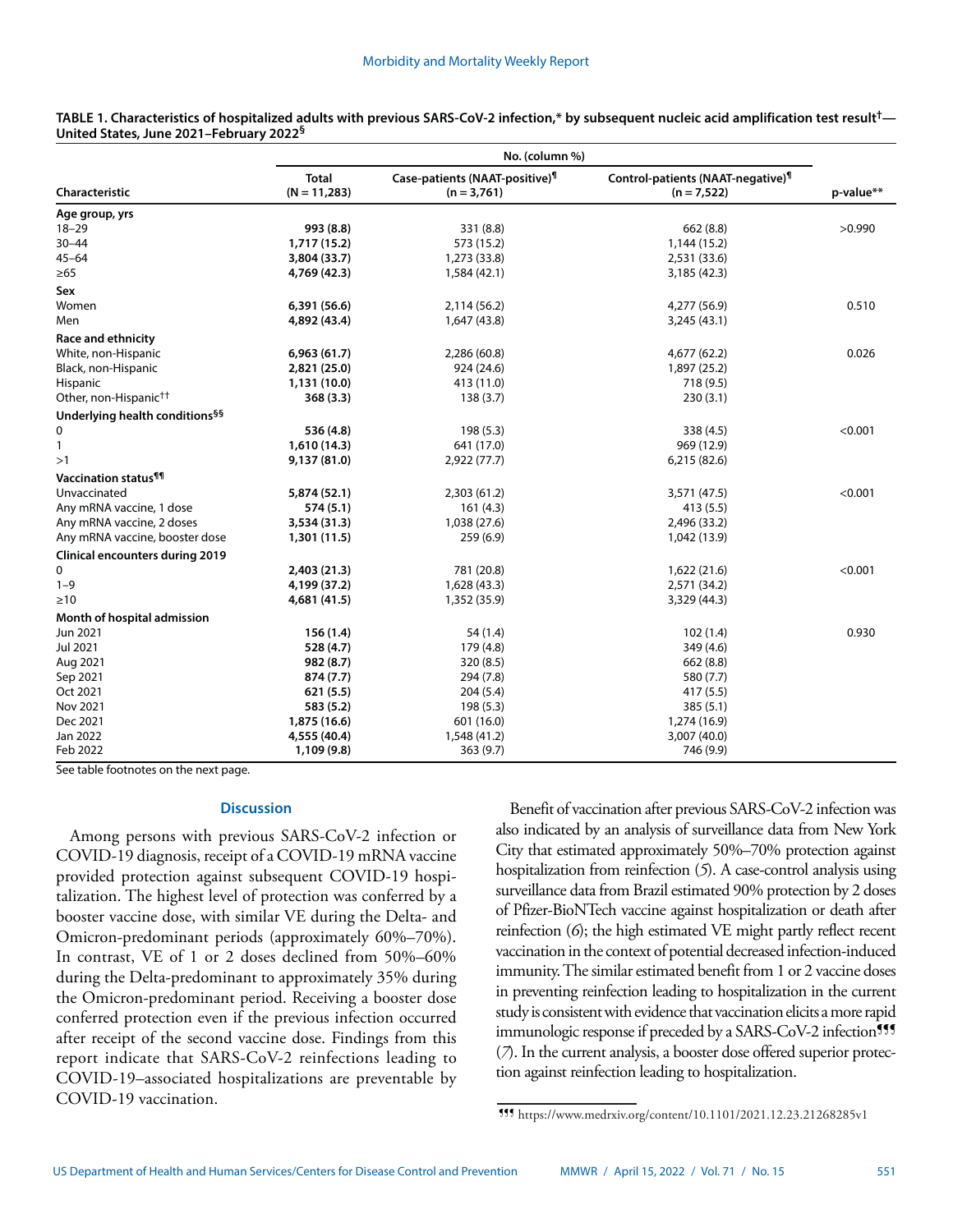**TABLE 1. Characteristics of hospitalized adults with previous SARS-CoV-2 infection,* by subsequent nucleic acid amplification test result†— United States, June 2021–February 2022§**

| Characteristic | No. (column %) | | | p-value** |
|---|---|---|---|---|
| | Total (N = 11,283) | Case-patients (NAAT-positive)¶ (n = 3,761) | Control-patients (NAAT-negative)¶ (n = 7,522) | |
| **Age group, yrs** | | | | |
| 18–29 | **993 (8.8)** | 331 (8.8) | 662 (8.8) | >0.990 |
| 30–44 | **1,717 (15.2)** | 573 (15.2) | 1,144 (15.2) | |
| 45–64 | **3,804 (33.7)** | 1,273 (33.8) | 2,531 (33.6) | |
| ≥65 | **4,769 (42.3)** | 1,584 (42.1) | 3,185 (42.3) | |
| **Sex** | | | | |
| Women | **6,391 (56.6)** | 2,114 (56.2) | 4,277 (56.9) | 0.510 |
| Men | **4,892 (43.4)** | 1,647 (43.8) | 3,245 (43.1) | |
| **Race and ethnicity** | | | | |
| White, non-Hispanic | **6,963 (61.7)** | 2,286 (60.8) | 4,677 (62.2) | 0.026 |
| Black, non-Hispanic | **2,821 (25.0)** | 924 (24.6) | 1,897 (25.2) | |
| Hispanic | **1,131 (10.0)** | 413 (11.0) | 718 (9.5) | |
| Other, non-Hispanic†† | **368 (3.3)** | 138 (3.7) | 230 (3.1) | |
| **Underlying health conditions§§** | | | | |
| 0 | **536 (4.8)** | 198 (5.3) | 338 (4.5) | <0.001 |
| 1 | **1,610 (14.3)** | 641 (17.0) | 969 (12.9) | |
| >1 | **9,137 (81.0)** | 2,922 (77.7) | 6,215 (82.6) | |
| **Vaccination status¶¶** | | | | |
| Unvaccinated | **5,874 (52.1)** | 2,303 (61.2) | 3,571 (47.5) | <0.001 |
| Any mRNA vaccine, 1 dose | **574 (5.1)** | 161 (4.3) | 413 (5.5) | |
| Any mRNA vaccine, 2 doses | **3,534 (31.3)** | 1,038 (27.6) | 2,496 (33.2) | |
| Any mRNA vaccine, booster dose | **1,301 (11.5)** | 259 (6.9) | 1,042 (13.9) | |
| **Clinical encounters during 2019** | | | | |
| 0 | **2,403 (21.3)** | 781 (20.8) | 1,622 (21.6) | <0.001 |
| 1–9 | **4,199 (37.2)** | 1,628 (43.3) | 2,571 (34.2) | |
| ≥10 | **4,681 (41.5)** | 1,352 (35.9) | 3,329 (44.3) | |
| **Month of hospital admission** | | | | |
| Jun 2021 | **156 (1.4)** | 54 (1.4) | 102 (1.4) | 0.930 |
| Jul 2021 | **528 (4.7)** | 179 (4.8) | 349 (4.6) | |
| Aug 2021 | **982 (8.7)** | 320 (8.5) | 662 (8.8) | |
| Sep 2021 | **874 (7.7)** | 294 (7.8) | 580 (7.7) | |
| Oct 2021 | **621 (5.5)** | 204 (5.4) | 417 (5.5) | |
| Nov 2021 | **583 (5.2)** | 198 (5.3) | 385 (5.1) | |
| Dec 2021 | **1,875 (16.6)** | 601 (16.0) | 1,274 (16.9) | |
| Jan 2022 | **4,555 (40.4)** | 1,548 (41.2) | 3,007 (40.0) | |
| Feb 2022 | **1,109 (9.8)** | 363 (9.7) | 746 (9.9) | |

See table footnotes on the next page.

## Discussion

Among persons with previous SARS-CoV-2 infection or COVID-19 diagnosis, receipt of a COVID-19 mRNA vaccine provided protection against subsequent COVID-19 hospitalization. The highest level of protection was conferred by a booster vaccine dose, with similar VE during the Delta- and Omicron-predominant periods (approximately 60%–70%). In contrast, VE of 1 or 2 doses declined from 50%–60% during the Delta-predominant to approximately 35% during the Omicron-predominant period. Receiving a booster dose conferred protection even if the previous infection occurred after receipt of the second vaccine dose. Findings from this report indicate that SARS-CoV-2 reinfections leading to COVID-19–associated hospitalizations are preventable by COVID-19 vaccination.

Benefit of vaccination after previous SARS-CoV-2 infection was also indicated by an analysis of surveillance data from New York City that estimated approximately 50%–70% protection against hospitalization from reinfection (*5*). A case-control analysis using surveillance data from Brazil estimated 90% protection by 2 doses of Pfizer-BioNTech vaccine against hospitalization or death after reinfection (*6*); the high estimated VE might partly reflect recent vaccination in the context of potential decreased infection-induced immunity. The similar estimated benefit from 1 or 2 vaccine doses in preventing reinfection leading to hospitalization in the current study is consistent with evidence that vaccination elicits a more rapid immunologic response if preceded by a SARS-CoV-2 infection¶¶¶ (*7*). In the current analysis, a booster dose offered superior protection against reinfection leading to hospitalization.

¶¶¶ https://www.medrxiv.org/content/10.1101/2021.12.23.21268285v1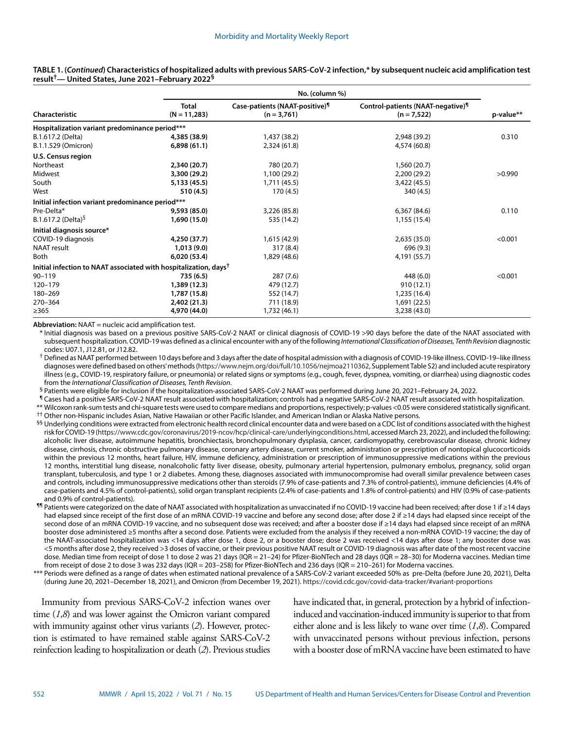**TABLE 1. (*Continued*) Characteristics of hospitalized adults with previous SARS-CoV-2 infection,* by subsequent nucleic acid amplification test result†— United States, June 2021–February 2022§**

| Characteristic | No. (column %) | | | p-value** |
|---|---|---|---|---|
| | Total (N = 11,283) | Case-patients (NAAT-positive)¶ (n = 3,761) | Control-patients (NAAT-negative)¶ (n = 7,522) | |
| **Hospitalization variant predominance period*** ** | | | | |
| B.1.617.2 (Delta) | **4,385 (38.9)** | 1,437 (38.2) | 2,948 (39.2) | 0.310 |
| B.1.1.529 (Omicron) | **6,898 (61.1)** | 2,324 (61.8) | 4,574 (60.8) | |
| **U.S. Census region** | | | | |
| Northeast | **2,340 (20.7)** | 780 (20.7) | 1,560 (20.7) | >0.990 |
| Midwest | **3,300 (29.2)** | 1,100 (29.2) | 2,200 (29.2) | |
| South | **5,133 (45.5)** | 1,711 (45.5) | 3,422 (45.5) | |
| West | **510 (4.5)** | 170 (4.5) | 340 (4.5) | |
| **Initial infection variant predominance period*** ** | | | | |
| Pre-Delta* | **9,593 (85.0)** | 3,226 (85.8) | 6,367 (84.6) | 0.110 |
| B.1.617.2 (Delta)[5] | **1,690 (15.0)** | 535 (14.2) | 1,155 (15.4) | |
| **Initial diagnosis source*** | | | | |
| COVID-19 diagnosis | **4,250 (37.7)** | 1,615 (42.9) | 2,635 (35.0) | <0.001 |
| NAAT result | **1,013 (9.0)** | 317 (8.4) | 696 (9.3) | |
| Both | **6,020 (53.4)** | 1,829 (48.6) | 4,191 (55.7) | |
| **Initial infection to NAAT associated with hospitalization, days†** | | | | |
| 90–119 | **735 (6.5)** | 287 (7.6) | 448 (6.0) | <0.001 |
| 120–179 | **1,389 (12.3)** | 479 (12.7) | 910 (12.1) | |
| 180–269 | **1,787 (15.8)** | 552 (14.7) | 1,235 (16.4) | |
| 270–364 | **2,402 (21.3)** | 711 (18.9) | 1,691 (22.5) | |
| ≥365 | **4,970 (44.0)** | 1,732 (46.1) | 3,238 (43.0) | |

**Abbreviation:** NAAT = nucleic acid amplification test.

\* Initial diagnosis was based on a previous positive SARS-CoV-2 NAAT or clinical diagnosis of COVID-19 >90 days before the date of the NAAT associated with subsequent hospitalization. COVID-19 was defined as a clinical encounter with any of the following *International Classification of Diseases, Tenth Revision* diagnostic codes: U07.1, J12.81, or J12.82.

† Defined as NAAT performed between 10 days before and 3 days after the date of hospital admission with a diagnosis of COVID-19-like illness. COVID-19–like illness diagnoses were defined based on others' methods (https://www.nejm.org/doi/full/10.1056/nejmoa2110362, Supplement Table S2) and included acute respiratory illness (e.g., COVID-19, respiratory failure, or pneumonia) or related signs or symptoms (e.g., cough, fever, dyspnea, vomiting, or diarrhea) using diagnostic codes from the *International Classification of Diseases, Tenth Revision*.

§ Patients were eligible for inclusion if the hospitalization-associated SARS-CoV-2 NAAT was performed during June 20, 2021–February 24, 2022.

¶ Cases had a positive SARS-CoV-2 NAAT result associated with hospitalization; controls had a negative SARS-CoV-2 NAAT result associated with hospitalization.

** Wilcoxon rank-sum tests and chi-square tests were used to compare medians and proportions, respectively; p-values <0.05 were considered statistically significant.

†† Other non-Hispanic includes Asian, Native Hawaiian or other Pacific Islander, and American Indian or Alaska Native persons.

§§ Underlying conditions were extracted from electronic health record clinical encounter data and were based on a CDC list of conditions associated with the highest risk for COVID-19 (https://www.cdc.gov/coronavirus/2019-ncov/hcp/clinical-care/underlyingconditions.html, accessed March 23, 2022), and included the following: alcoholic liver disease, autoimmune hepatitis, bronchiectasis, bronchopulmonary dysplasia, cancer, cardiomyopathy, cerebrovascular disease, chronic kidney disease, cirrhosis, chronic obstructive pulmonary disease, coronary artery disease, current smoker, administration or prescription of nontopical glucocorticoids within the previous 12 months, heart failure, HIV, immune deficiency, administration or prescription of immunosuppressive medications within the previous 12 months, interstitial lung disease, nonalcoholic fatty liver disease, obesity, pulmonary arterial hypertension, pulmonary embolus, pregnancy, solid organ transplant, tuberculosis, and type 1 or 2 diabetes. Among these, diagnoses associated with immunocompromise had overall similar prevalence between cases and controls, including immunosuppressive medications other than steroids (7.9% of case-patients and 7.3% of control-patients), immune deficiencies (4.4% of case-patients and 4.5% of control-patients), solid organ transplant recipients (2.4% of case-patients and 1.8% of control-patients) and HIV (0.9% of case-patients and 0.9% of control-patients).

¶¶ Patients were categorized on the date of NAAT associated with hospitalization as unvaccinated if no COVID-19 vaccine had been received; after dose 1 if ≥14 days had elapsed since receipt of the first dose of an mRNA COVID-19 vaccine and before any second dose; after dose 2 if ≥14 days had elapsed since receipt of the second dose of an mRNA COVID-19 vaccine, and no subsequent dose was received; and after a booster dose if ≥14 days had elapsed since receipt of an mRNA booster dose administered ≥5 months after a second dose. Patients were excluded from the analysis if they received a non-mRNA COVID-19 vaccine; the day of the NAAT-associated hospitalization was <14 days after dose 1, dose 2, or a booster dose; dose 2 was received <14 days after dose 1; any booster dose was <5 months after dose 2, they received >3 doses of vaccine, or their previous positive NAAT result or COVID-19 diagnosis was after date of the most recent vaccine dose. Median time from receipt of dose 1 to dose 2 was 21 days (IQR = 21–24) for Pfizer-BioNTech and 28 days (IQR = 28–30) for Moderna vaccines. Median time from receipt of dose 2 to dose 3 was 232 days (IQR = 203–258) for Pfizer-BioNTech and 236 days (IQR = 210–261) for Moderna vaccines.

*** Periods were defined as a range of dates when estimated national prevalence of a SARS-CoV-2 variant exceeded 50% as pre-Delta (before June 20, 2021), Delta (during June 20, 2021–December 18, 2021), and Omicron (from December 19, 2021). https://covid.cdc.gov/covid-data-tracker/#variant-proportions

Immunity from previous SARS-CoV-2 infection wanes over time (*1*,*8*) and was lower against the Omicron variant compared with immunity against other virus variants (*2*). However, protection is estimated to have remained stable against SARS-CoV-2 reinfection leading to hospitalization or death (*2*). Previous studies have indicated that, in general, protection by a hybrid of infection-induced and vaccination-induced immunity is superior to that from either alone and is less likely to wane over time (*1*,*8*). Compared with unvaccinated persons without previous infection, persons with a booster dose of mRNA vaccine have been estimated to have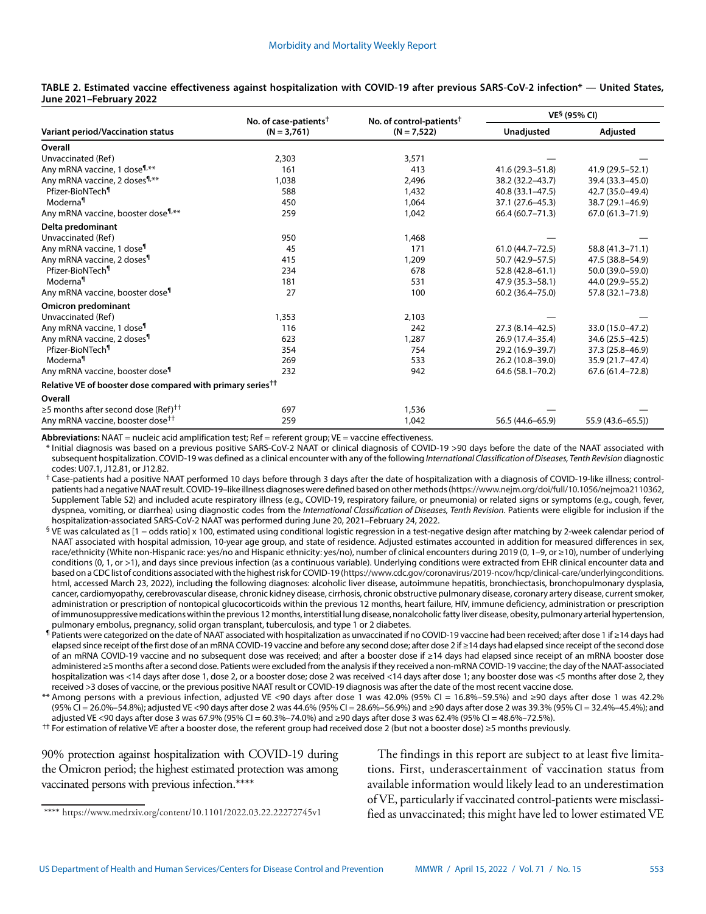**TABLE 2. Estimated vaccine effectiveness against hospitalization with COVID-19 after previous SARS-CoV-2 infection* — United States, June 2021–February 2022**

| Variant period/Vaccination status | No. of case-patients† (N = 3,761) | No. of control-patients† (N = 7,522) | VE§ (95% CI) | |
|---|---|---|---|---|
| | | | Unadjusted | Adjusted |
| **Overall** | | | | |
| Unvaccinated (Ref) | 2,303 | 3,571 | — | — |
| Any mRNA vaccine, 1 dose¶,** | 161 | 413 | 41.6 (29.3–51.8) | 41.9 (29.5–52.1) |
| Any mRNA vaccine, 2 doses¶,** | 1,038 | 2,496 | 38.2 (32.2–43.7) | 39.4 (33.3–45.0) |
| Pfizer-BioNTech¶ | 588 | 1,432 | 40.8 (33.1–47.5) | 42.7 (35.0–49.4) |
| Moderna¶ | 450 | 1,064 | 37.1 (27.6–45.3) | 38.7 (29.1–46.9) |
| Any mRNA vaccine, booster dose¶,** | 259 | 1,042 | 66.4 (60.7–71.3) | 67.0 (61.3–71.9) |
| **Delta predominant** | | | | |
| Unvaccinated (Ref) | 950 | 1,468 | — | — |
| Any mRNA vaccine, 1 dose¶ | 45 | 171 | 61.0 (44.7–72.5) | 58.8 (41.3–71.1) |
| Any mRNA vaccine, 2 doses¶ | 415 | 1,209 | 50.7 (42.9–57.5) | 47.5 (38.8–54.9) |
| Pfizer-BioNTech¶ | 234 | 678 | 52.8 (42.8–61.1) | 50.0 (39.0–59.0) |
| Moderna¶ | 181 | 531 | 47.9 (35.3–58.1) | 44.0 (29.9–55.2) |
| Any mRNA vaccine, booster dose¶ | 27 | 100 | 60.2 (36.4–75.0) | 57.8 (32.1–73.8) |
| **Omicron predominant** | | | | |
| Unvaccinated (Ref) | 1,353 | 2,103 | — | — |
| Any mRNA vaccine, 1 dose¶ | 116 | 242 | 27.3 (8.14–42.5) | 33.0 (15.0–47.2) |
| Any mRNA vaccine, 2 doses¶ | 623 | 1,287 | 26.9 (17.4–35.4) | 34.6 (25.5–42.5) |
| Pfizer-BioNTech¶ | 354 | 754 | 29.2 (16.9–39.7) | 37.3 (25.8–46.9) |
| Moderna¶ | 269 | 533 | 26.2 (10.8–39.0) | 35.9 (21.7–47.4) |
| Any mRNA vaccine, booster dose¶ | 232 | 942 | 64.6 (58.1–70.2) | 67.6 (61.4–72.8) |
| **Relative VE of booster dose compared with primary series††** | | | | |
| **Overall** | | | | |
| ≥5 months after second dose (Ref)†† | 697 | 1,536 | — | — |
| Any mRNA vaccine, booster dose†† | 259 | 1,042 | 56.5 (44.6–65.9) | 55.9 (43.6–65.5)) |

**Abbreviations:** NAAT = nucleic acid amplification test; Ref = referent group; VE = vaccine effectiveness.

\* Initial diagnosis was based on a previous positive SARS-CoV-2 NAAT or clinical diagnosis of COVID-19 >90 days before the date of the NAAT associated with subsequent hospitalization. COVID-19 was defined as a clinical encounter with any of the following *International Classification of Diseases, Tenth Revision* diagnostic codes: U07.1, J12.81, or J12.82.

† Case-patients had a positive NAAT performed 10 days before through 3 days after the date of hospitalization with a diagnosis of COVID-19-like illness; control-patients had a negative NAAT result. COVID-19–like illness diagnoses were defined based on other methods (https://www.nejm.org/doi/full/10.1056/nejmoa2110362, Supplement Table S2) and included acute respiratory illness (e.g., COVID-19, respiratory failure, or pneumonia) or related signs or symptoms (e.g., cough, fever, dyspnea, vomiting, or diarrhea) using diagnostic codes from the *International Classification of Diseases, Tenth Revision*. Patients were eligible for inclusion if the hospitalization-associated SARS-CoV-2 NAAT was performed during June 20, 2021–February 24, 2022.

§ VE was calculated as [1 − odds ratio] x 100, estimated using conditional logistic regression in a test-negative design after matching by 2-week calendar period of NAAT associated with hospital admission, 10-year age group, and state of residence. Adjusted estimates accounted in addition for measured differences in sex, race/ethnicity (White non-Hispanic race: yes/no and Hispanic ethnicity: yes/no), number of clinical encounters during 2019 (0, 1–9, or ≥10), number of underlying conditions (0, 1, or >1), and days since previous infection (as a continuous variable). Underlying conditions were extracted from EHR clinical encounter data and based on a CDC list of conditions associated with the highest risk for COVID-19 (https://www.cdc.gov/coronavirus/2019-ncov/hcp/clinical-care/underlyingconditions.html, accessed March 23, 2022), including the following diagnoses: alcoholic liver disease, autoimmune hepatitis, bronchopulmonary dysplasia, cancer, cardiomyopathy, cerebrovascular disease, chronic kidney disease, cirrhosis, chronic obstructive pulmonary disease, coronary artery disease, current smoker, administration or prescription of nontopical glucocorticoids within the previous 12 months, heart failure, HIV, immune deficiency, administration or prescription of immunosuppressive medications within the previous 12 months, interstitial lung disease, nonalcoholic fatty liver disease, obesity, pulmonary arterial hypertension, pulmonary embolus, pregnancy, solid organ transplant, tuberculosis, and type 1 or 2 diabetes.

¶ Patients were categorized on the date of NAAT associated with hospitalization as unvaccinated if no COVID-19 vaccine had been received; after dose 1 if ≥14 days had elapsed since receipt of the first dose of an mRNA COVID-19 vaccine and before any second dose; after dose 2 if ≥14 days had elapsed since receipt of the second dose of an mRNA COVID-19 vaccine and no subsequent dose was received; and after a booster dose if ≥14 days had elapsed since receipt of an mRNA booster dose administered ≥5 months after a second dose. Patients were excluded from the analysis if they received a non-mRNA COVID-19 vaccine; the day of the NAAT-associated hospitalization was <14 days after dose 1, dose 2, or a booster dose; dose 2 was received <14 days after dose 1; any booster dose was <5 months after dose 2, they received >3 doses of vaccine, or the previous positive NAAT result or COVID-19 diagnosis was after the date of the most recent vaccine dose.

\** Among persons with a previous infection, adjusted VE <90 days after dose 1 was 42.0% (95% CI = 16.8%–59.5%) and ≥90 days after dose 1 was 42.2% (95% CI = 26.0%–54.8%); adjusted VE <90 days after dose 2 was 44.6% (95% CI = 28.6%–56.9%) and ≥90 days after dose 2 was 39.3% (95% CI = 32.4%–45.4%); and adjusted VE <90 days after dose 3 was 67.9% (95% CI = 60.3%–74.0%) and ≥90 days after dose 3 was 62.4% (95% CI = 48.6%–72.5%).

†† For estimation of relative VE after a booster dose, the referent group had received dose 2 (but not a booster dose) ≥5 months previously.

90% protection against hospitalization with COVID-19 during the Omicron period; the highest estimated protection was among vaccinated persons with previous infection.****

The findings in this report are subject to at least five limitations. First, underascertainment of vaccination status from available information would likely lead to an underestimation of VE, particularly if vaccinated control-patients were misclassified as unvaccinated; this might have led to lower estimated VE

\**** https://www.medrxiv.org/content/10.1101/2022.03.22.22272745v1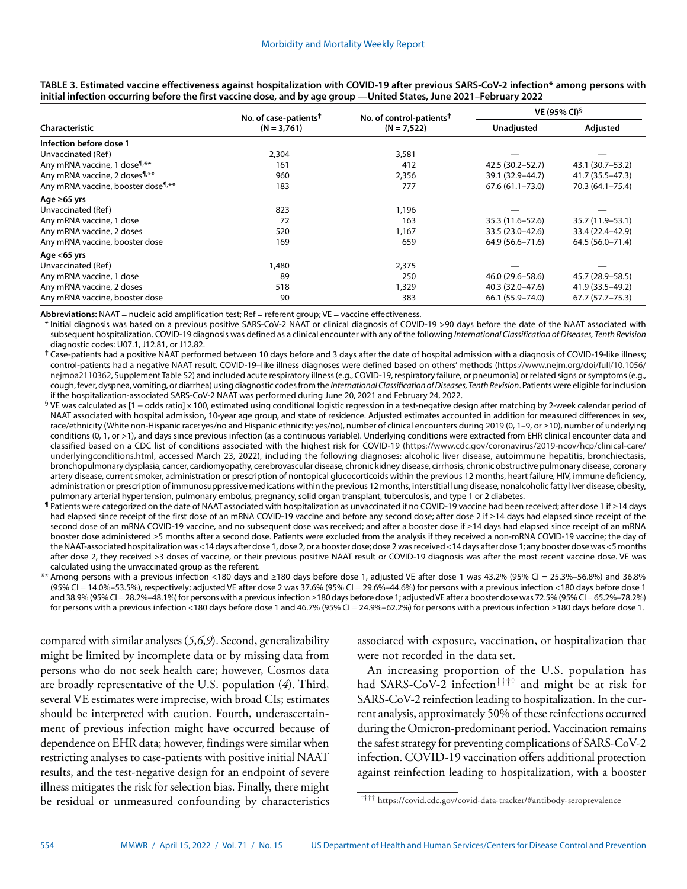**TABLE 3. Estimated vaccine effectiveness against hospitalization with COVID-19 after previous SARS-CoV-2 infection* among persons with initial infection occurring before the first vaccine dose, and by age group —United States, June 2021–February 2022**

| Characteristic | No. of case-patients[†] (N = 3,761) | No. of control-patients[†] (N = 7,522) | VE (95% CI)[§] | |
|---|---|---|---|---|
| | | | Unadjusted | Adjusted |
| **Infection before dose 1** | | | | |
| Unvaccinated (Ref) | 2,304 | 3,581 | — | — |
| Any mRNA vaccine, 1 dose[¶,**] | 161 | 412 | 42.5 (30.2–52.7) | 43.1 (30.7–53.2) |
| Any mRNA vaccine, 2 doses[¶,**] | 960 | 2,356 | 39.1 (32.9–44.7) | 41.7 (35.5–47.3) |
| Any mRNA vaccine, booster dose[¶,**] | 183 | 777 | 67.6 (61.1–73.0) | 70.3 (64.1–75.4) |
| **Age ≥65 yrs** | | | | |
| Unvaccinated (Ref) | 823 | 1,196 | — | — |
| Any mRNA vaccine, 1 dose | 72 | 163 | 35.3 (11.6–52.6) | 35.7 (11.9–53.1) |
| Any mRNA vaccine, 2 doses | 520 | 1,167 | 33.5 (23.0–42.6) | 33.4 (22.4–42.9) |
| Any mRNA vaccine, booster dose | 169 | 659 | 64.9 (56.6–71.6) | 64.5 (56.0–71.4) |
| **Age <65 yrs** | | | | |
| Unvaccinated (Ref) | 1,480 | 2,375 | — | — |
| Any mRNA vaccine, 1 dose | 89 | 250 | 46.0 (29.6–58.6) | 45.7 (28.9–58.5) |
| Any mRNA vaccine, 2 doses | 518 | 1,329 | 40.3 (32.0–47.6) | 41.9 (33.5–49.2) |
| Any mRNA vaccine, booster dose | 90 | 383 | 66.1 (55.9–74.0) | 67.7 (57.7–75.3) |

**Abbreviations:** NAAT = nucleic acid amplification test; Ref = referent group; VE = vaccine effectiveness.

\* Initial diagnosis was based on a previous positive SARS-CoV-2 NAAT or clinical diagnosis of COVID-19 >90 days before the date of the NAAT associated with subsequent hospitalization. COVID-19 diagnosis was defined as a clinical encounter with any of the following *International Classification of Diseases, Tenth Revision* diagnostic codes: U07.1, J12.81, or J12.82.

† Case-patients had a positive NAAT performed between 10 days before and 3 days after the date of hospital admission with a diagnosis of COVID-19-like illness; control-patients had a negative NAAT result. COVID-19–like illness diagnoses were defined based on others' methods (https://www.nejm.org/doi/full/10.1056/nejmoa2110362, Supplement Table S2) and included acute respiratory illness (e.g., COVID-19, respiratory failure, or pneumonia) or related signs or symptoms (e.g., cough, fever, dyspnea, vomiting, or diarrhea) using diagnostic codes from the *International Classification of Diseases, Tenth Revision*. Patients were eligible for inclusion if the hospitalization-associated SARS-CoV-2 NAAT was performed during June 20, 2021 and February 24, 2022.

§ VE was calculated as [1 − odds ratio] x 100, estimated using conditional logistic regression in a test-negative design after matching by 2-week calendar period of NAAT associated with hospital admission, 10-year age group, and state of residence. Adjusted estimates accounted in addition for measured differences in sex, race/ethnicity (White non-Hispanic race: yes/no and Hispanic ethnicity: yes/no), number of clinical encounters during 2019 (0, 1–9, or ≥10), number of underlying conditions (0, 1, or >1), and days since previous infection (as a continuous variable). Underlying conditions were extracted from EHR clinical encounter data and classified based on a CDC list of conditions associated with the highest risk for COVID-19 (https://www.cdc.gov/coronavirus/2019-ncov/hcp/clinical-care/underlyingconditions.html, accessed March 23, 2022), including the following diagnoses: alcoholic liver disease, autoimmune hepatitis, bronchiectasis, bronchopulmonary dysplasia, cancer, cardiomyopathy, cerebrovascular disease, chronic kidney disease, cirrhosis, chronic obstructive pulmonary disease, coronary artery disease, current smoker, administration or prescription of nontopical glucocorticoids within the previous 12 months, heart failure, HIV, immune deficiency, administration or prescription of immunosuppressive medications within the previous 12 months, interstitial lung disease, nonalcoholic fatty liver disease, obesity, pulmonary arterial hypertension, pulmonary embolus, pregnancy, solid organ transplant, tuberculosis, and type 1 or 2 diabetes.

¶ Patients were categorized on the date of NAAT associated with hospitalization as unvaccinated if no COVID-19 vaccine had been received; after dose 1 if ≥14 days had elapsed since receipt of the first dose of an mRNA COVID-19 vaccine and before any second dose; after dose 2 if ≥14 days had elapsed since receipt of the second dose of an mRNA COVID-19 vaccine, and no subsequent dose was received; and after a booster dose if ≥14 days had elapsed since receipt of an mRNA booster dose administered ≥5 months after a second dose. Patients were excluded from the analysis if they received a non-mRNA COVID-19 vaccine; the day of the NAAT-associated hospitalization was <14 days after dose 1, dose 2, or a booster dose; dose 2 was received <14 days after dose 1; any booster dose was <5 months after dose 2, they received >3 doses of vaccine, or their previous positive NAAT result or COVID-19 diagnosis was after the most recent vaccine dose. VE was calculated using the unvaccinated group as the referent.

** Among persons with a previous infection <180 days and ≥180 days before dose 1, adjusted VE after dose 1 was 43.2% (95% CI = 25.3%–56.8%) and 36.8% (95% CI = 14.0%–53.5%), respectively; adjusted VE after dose 2 was 37.6% (95% CI = 29.6%–44.6%) for persons with a previous infection <180 days before dose 1 and 38.9% (95% CI = 28.2%–48.1%) for persons with a previous infection ≥180 days before dose 1; adjusted VE after a booster dose was 72.5% (95% CI = 65.2%–78.2%) for persons with a previous infection <180 days before dose 1 and 46.7% (95% CI = 24.9%–62.2%) for persons with a previous infection ≥180 days before dose 1.

compared with similar analyses (*5*,*6*,*9*). Second, generalizability might be limited by incomplete data or by missing data from persons who do not seek health care; however, Cosmos data are broadly representative of the U.S. population (*4*). Third, several VE estimates were imprecise, with broad CIs; estimates should be interpreted with caution. Fourth, underascertainment of previous infection might have occurred because of dependence on EHR data; however, findings were similar when restricting analyses to case-patients with positive initial NAAT results, and the test-negative design for an endpoint of severe illness mitigates the risk for selection bias. Finally, there might be residual or unmeasured confounding by characteristics associated with exposure, vaccination, or hospitalization that were not recorded in the data set.

An increasing proportion of the U.S. population has had SARS-CoV-2 infection[††††] and might be at risk for SARS-CoV-2 reinfection leading to hospitalization. In the current analysis, approximately 50% of these reinfections occurred during the Omicron-predominant period. Vaccination remains the safest strategy for preventing complications of SARS-CoV-2 infection. COVID-19 vaccination offers additional protection against reinfection leading to hospitalization, with a booster

†††† https://covid.cdc.gov/covid-data-tracker/#antibody-seroprevalence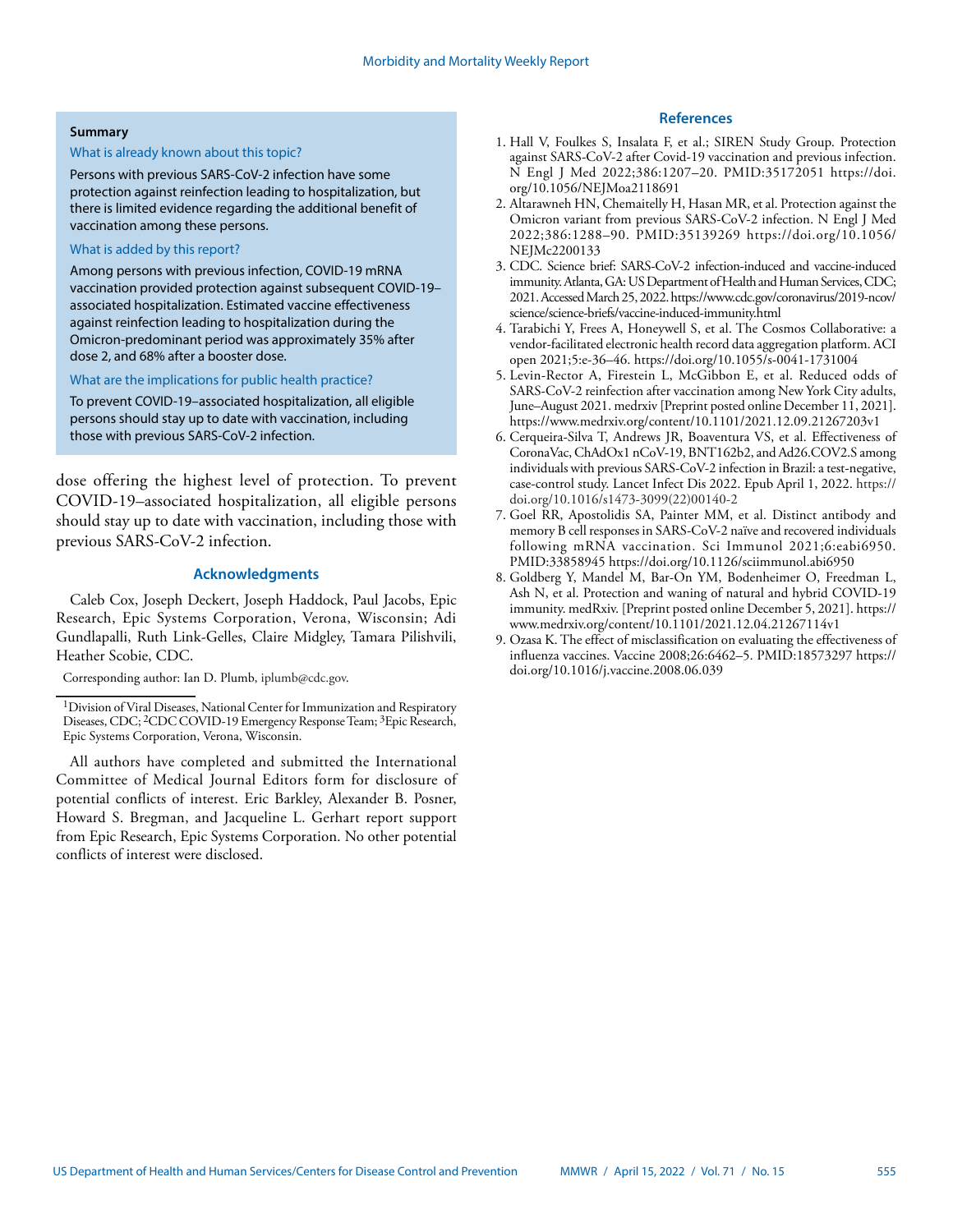**Summary**

What is already known about this topic?

Persons with previous SARS-CoV-2 infection have some protection against reinfection leading to hospitalization, but there is limited evidence regarding the additional benefit of vaccination among these persons.

What is added by this report?

Among persons with previous infection, COVID-19 mRNA vaccination provided protection against subsequent COVID-19–associated hospitalization. Estimated vaccine effectiveness against reinfection leading to hospitalization during the Omicron-predominant period was approximately 35% after dose 2, and 68% after a booster dose.

What are the implications for public health practice?

To prevent COVID-19–associated hospitalization, all eligible persons should stay up to date with vaccination, including those with previous SARS-CoV-2 infection.

dose offering the highest level of protection. To prevent COVID-19–associated hospitalization, all eligible persons should stay up to date with vaccination, including those with previous SARS-CoV-2 infection.

## Acknowledgments

Caleb Cox, Joseph Deckert, Joseph Haddock, Paul Jacobs, Epic Research, Epic Systems Corporation, Verona, Wisconsin; Adi Gundlapalli, Ruth Link-Gelles, Claire Midgley, Tamara Pilishvili, Heather Scobie, CDC.

Corresponding author: Ian D. Plumb, iplumb@cdc.gov.

[1]Division of Viral Diseases, National Center for Immunization and Respiratory Diseases, CDC; [2]CDC COVID-19 Emergency Response Team; [3]Epic Research, Epic Systems Corporation, Verona, Wisconsin.

All authors have completed and submitted the International Committee of Medical Journal Editors form for disclosure of potential conflicts of interest. Eric Barkley, Alexander B. Posner, Howard S. Bregman, and Jacqueline L. Gerhart report support from Epic Research, Epic Systems Corporation. No other potential conflicts of interest were disclosed.

## References

1. Hall V, Foulkes S, Insalata F, et al.; SIREN Study Group. Protection against SARS-CoV-2 after Covid-19 vaccination and previous infection. N Engl J Med 2022;386:1207–20. PMID:35172051 https://doi.org/10.1056/NEJMoa2118691
2. Altarawneh HN, Chemaitelly H, Hasan MR, et al. Protection against the Omicron variant from previous SARS-CoV-2 infection. N Engl J Med 2022;386:1288–90. PMID:35139269 https://doi.org/10.1056/NEJMc2200133
3. CDC. Science brief: SARS-CoV-2 infection-induced and vaccine-induced immunity. Atlanta, GA: US Department of Health and Human Services, CDC; 2021. Accessed March 25, 2022. https://www.cdc.gov/coronavirus/2019-ncov/science/science-briefs/vaccine-induced-immunity.html
4. Tarabichi Y, Frees A, Honeywell S, et al. The Cosmos Collaborative: a vendor-facilitated electronic health record data aggregation platform. ACI open 2021;5:e-36–46. https://doi.org/10.1055/s-0041-1731004
5. Levin-Rector A, Firestein L, McGibbon E, et al. Reduced odds of SARS-CoV-2 reinfection after vaccination among New York City adults, June–August 2021. medrxiv [Preprint posted online December 11, 2021]. https://www.medrxiv.org/content/10.1101/2021.12.09.21267203v1
6. Cerqueira-Silva T, Andrews JR, Boaventura VS, et al. Effectiveness of CoronaVac, ChAdOx1 nCoV-19, BNT162b2, and Ad26.COV2.S among individuals with previous SARS-CoV-2 infection in Brazil: a test-negative, case-control study. Lancet Infect Dis 2022. Epub April 1, 2022. https://doi.org/10.1016/s1473-3099(22)00140-2
7. Goel RR, Apostolidis SA, Painter MM, et al. Distinct antibody and memory B cell responses in SARS-CoV-2 naïve and recovered individuals following mRNA vaccination. Sci Immunol 2021;6:eabi6950. PMID:33858945 https://doi.org/10.1126/sciimmunol.abi6950
8. Goldberg Y, Mandel M, Bar-On YM, Bodenheimer O, Freedman L, Ash N, et al. Protection and waning of natural and hybrid COVID-19 immunity. medRxiv. [Preprint posted online December 5, 2021]. https://www.medrxiv.org/content/10.1101/2021.12.04.21267114v1
9. Ozasa K. The effect of misclassification on evaluating the effectiveness of influenza vaccines. Vaccine 2008;26:6462–5. PMID:18573297 https://doi.org/10.1016/j.vaccine.2008.06.039